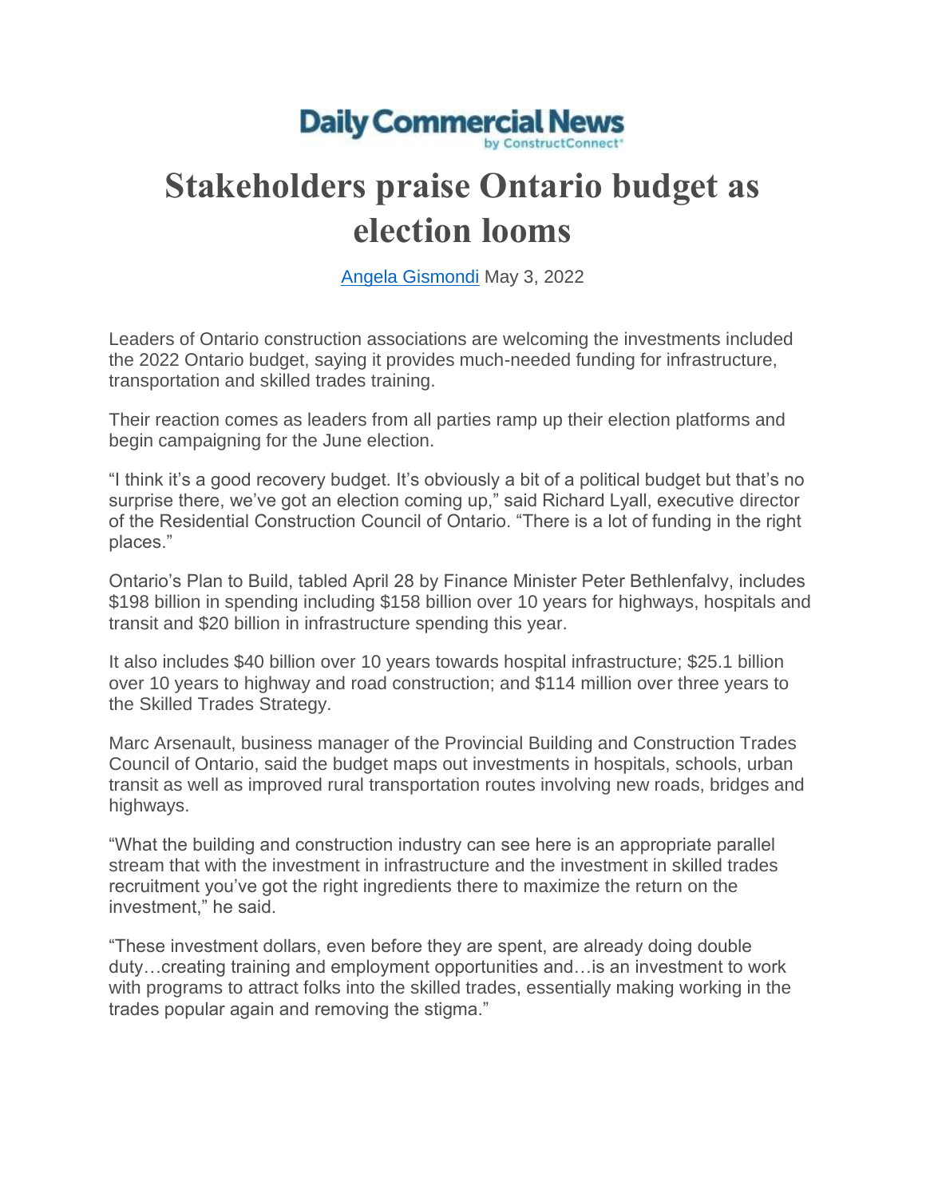Daily Commercial News
by ConstructConnect

# Stakeholders praise Ontario budget as election looms

Angela Gismondi May 3, 2022

Leaders of Ontario construction associations are welcoming the investments included the 2022 Ontario budget, saying it provides much-needed funding for infrastructure, transportation and skilled trades training.

Their reaction comes as leaders from all parties ramp up their election platforms and begin campaigning for the June election.

"I think it's a good recovery budget. It's obviously a bit of a political budget but that's no surprise there, we've got an election coming up," said Richard Lyall, executive director of the Residential Construction Council of Ontario. "There is a lot of funding in the right places."

Ontario's Plan to Build, tabled April 28 by Finance Minister Peter Bethlenfalvy, includes $198 billion in spending including $158 billion over 10 years for highways, hospitals and transit and $20 billion in infrastructure spending this year.

It also includes $40 billion over 10 years towards hospital infrastructure; $25.1 billion over 10 years to highway and road construction; and $114 million over three years to the Skilled Trades Strategy.

Marc Arsenault, business manager of the Provincial Building and Construction Trades Council of Ontario, said the budget maps out investments in hospitals, schools, urban transit as well as improved rural transportation routes involving new roads, bridges and highways.

"What the building and construction industry can see here is an appropriate parallel stream that with the investment in infrastructure and the investment in skilled trades recruitment you've got the right ingredients there to maximize the return on the investment," he said.

"These investment dollars, even before they are spent, are already doing double duty…creating training and employment opportunities and…is an investment to work with programs to attract folks into the skilled trades, essentially making working in the trades popular again and removing the stigma."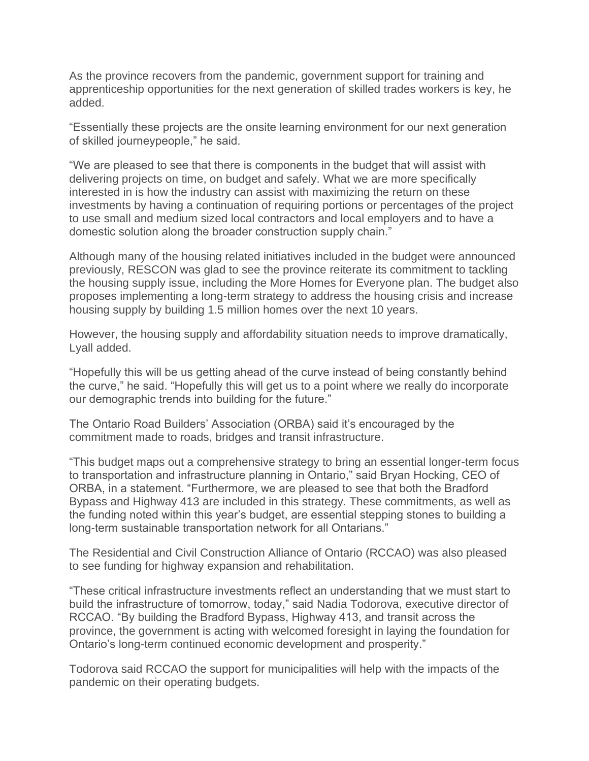As the province recovers from the pandemic, government support for training and apprenticeship opportunities for the next generation of skilled trades workers is key, he added.

"Essentially these projects are the onsite learning environment for our next generation of skilled journeypeople," he said.

"We are pleased to see that there is components in the budget that will assist with delivering projects on time, on budget and safely. What we are more specifically interested in is how the industry can assist with maximizing the return on these investments by having a continuation of requiring portions or percentages of the project to use small and medium sized local contractors and local employers and to have a domestic solution along the broader construction supply chain."

Although many of the housing related initiatives included in the budget were announced previously, RESCON was glad to see the province reiterate its commitment to tackling the housing supply issue, including the More Homes for Everyone plan. The budget also proposes implementing a long-term strategy to address the housing crisis and increase housing supply by building 1.5 million homes over the next 10 years.

However, the housing supply and affordability situation needs to improve dramatically, Lyall added.

"Hopefully this will be us getting ahead of the curve instead of being constantly behind the curve," he said. "Hopefully this will get us to a point where we really do incorporate our demographic trends into building for the future."

The Ontario Road Builders' Association (ORBA) said it's encouraged by the commitment made to roads, bridges and transit infrastructure.

"This budget maps out a comprehensive strategy to bring an essential longer-term focus to transportation and infrastructure planning in Ontario," said Bryan Hocking, CEO of ORBA, in a statement. "Furthermore, we are pleased to see that both the Bradford Bypass and Highway 413 are included in this strategy. These commitments, as well as the funding noted within this year's budget, are essential stepping stones to building a long-term sustainable transportation network for all Ontarians."

The Residential and Civil Construction Alliance of Ontario (RCCAO) was also pleased to see funding for highway expansion and rehabilitation.

"These critical infrastructure investments reflect an understanding that we must start to build the infrastructure of tomorrow, today," said Nadia Todorova, executive director of RCCAO. "By building the Bradford Bypass, Highway 413, and transit across the province, the government is acting with welcomed foresight in laying the foundation for Ontario's long-term continued economic development and prosperity."

Todorova said RCCAO the support for municipalities will help with the impacts of the pandemic on their operating budgets.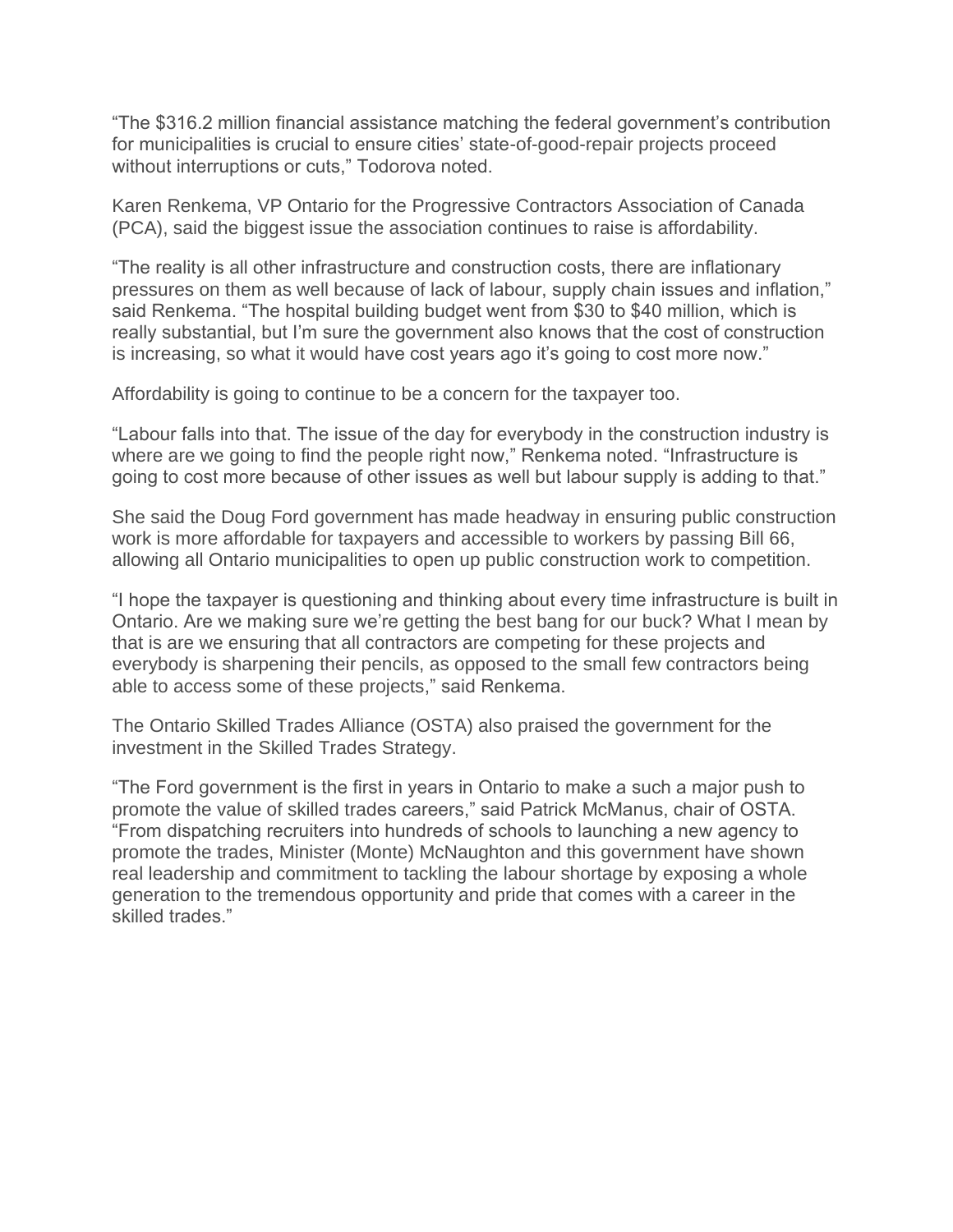“The $316.2 million financial assistance matching the federal government’s contribution for municipalities is crucial to ensure cities’ state-of-good-repair projects proceed without interruptions or cuts,” Todorova noted.

Karen Renkema, VP Ontario for the Progressive Contractors Association of Canada (PCA), said the biggest issue the association continues to raise is affordability.

“The reality is all other infrastructure and construction costs, there are inflationary pressures on them as well because of lack of labour, supply chain issues and inflation,” said Renkema. “The hospital building budget went from $30 to $40 million, which is really substantial, but I’m sure the government also knows that the cost of construction is increasing, so what it would have cost years ago it’s going to cost more now.”

Affordability is going to continue to be a concern for the taxpayer too.

“Labour falls into that. The issue of the day for everybody in the construction industry is where are we going to find the people right now,” Renkema noted. “Infrastructure is going to cost more because of other issues as well but labour supply is adding to that.”

She said the Doug Ford government has made headway in ensuring public construction work is more affordable for taxpayers and accessible to workers by passing Bill 66, allowing all Ontario municipalities to open up public construction work to competition.

“I hope the taxpayer is questioning and thinking about every time infrastructure is built in Ontario. Are we making sure we’re getting the best bang for our buck? What I mean by that is are we ensuring that all contractors are competing for these projects and everybody is sharpening their pencils, as opposed to the small few contractors being able to access some of these projects,” said Renkema.

The Ontario Skilled Trades Alliance (OSTA) also praised the government for the investment in the Skilled Trades Strategy.

“The Ford government is the first in years in Ontario to make a such a major push to promote the value of skilled trades careers,” said Patrick McManus, chair of OSTA. “From dispatching recruiters into hundreds of schools to launching a new agency to promote the trades, Minister (Monte) McNaughton and this government have shown real leadership and commitment to tackling the labour shortage by exposing a whole generation to the tremendous opportunity and pride that comes with a career in the skilled trades.”